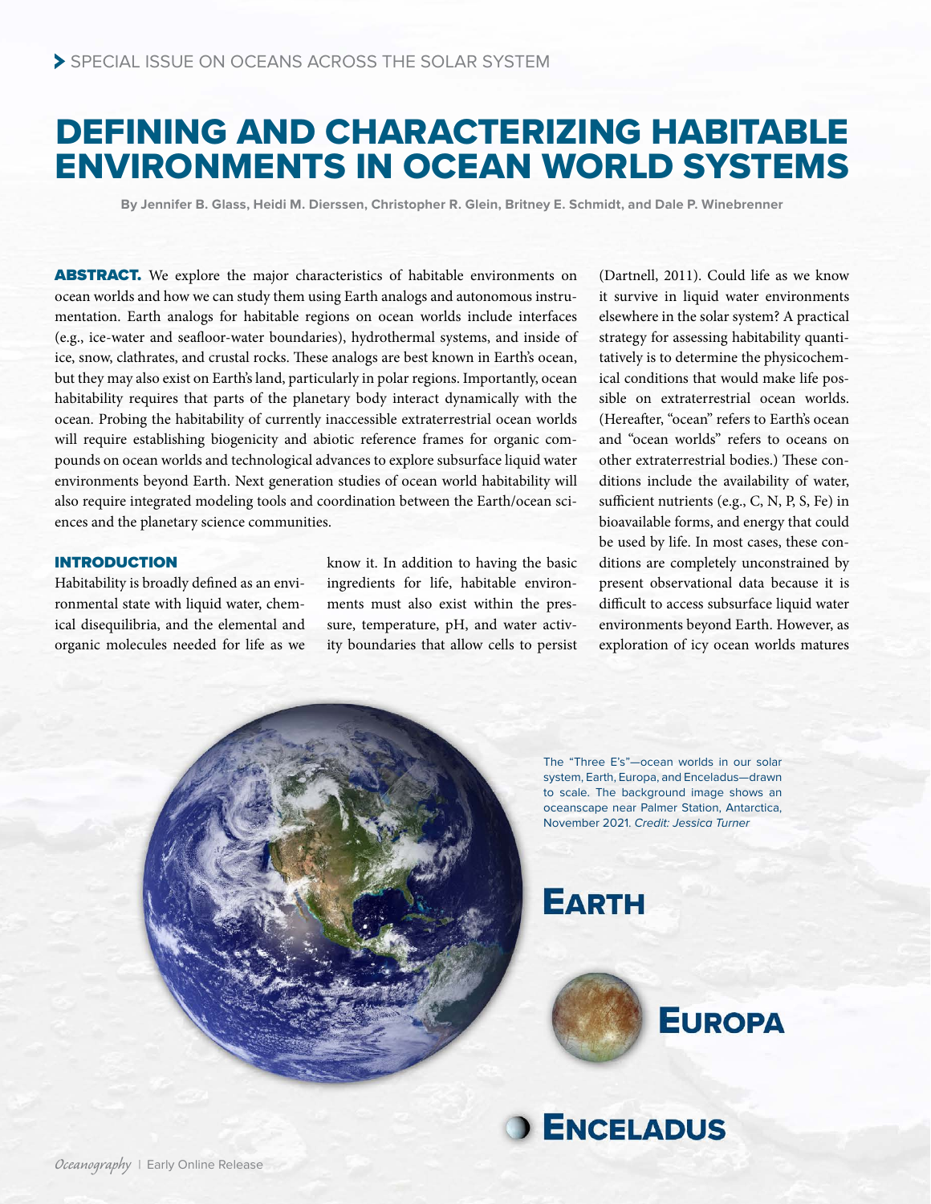SPECIAL ISSUE ON OCEANS ACROSS THE SOLAR SYSTEM

# DEFINING AND CHARACTERIZING HABITABLE ENVIRONMENTS IN OCEAN WORLD SYSTEMS

**By Jennifer B. Glass, Heidi M. Dierssen, Christopher R. Glein, Britney E. Schmidt, and Dale P. Winebrenner**

**ABSTRACT.** We explore the major characteristics of habitable environments on ocean worlds and how we can study them using Earth analogs and autonomous instrumentation. Earth analogs for habitable regions on ocean worlds include interfaces (e.g., ice-water and seafloor-water boundaries), hydrothermal systems, and inside of ice, snow, clathrates, and crustal rocks. These analogs are best known in Earth's ocean, but they may also exist on Earth's land, particularly in polar regions. Importantly, ocean habitability requires that parts of the planetary body interact dynamically with the ocean. Probing the habitability of currently inaccessible extraterrestrial ocean worlds will require establishing biogenicity and abiotic reference frames for organic compounds on ocean worlds and technological advances to explore subsurface liquid water environments beyond Earth. Next generation studies of ocean world habitability will also require integrated modeling tools and coordination between the Earth/ocean sciences and the planetary science communities.

## INTRODUCTION

Habitability is broadly defined as an environmental state with liquid water, chemical disequilibria, and the elemental and organic molecules needed for life as we know it. In addition to having the basic ingredients for life, habitable environments must also exist within the pressure, temperature, pH, and water activity boundaries that allow cells to persist (Dartnell, 2011). Could life as we know it survive in liquid water environments elsewhere in the solar system? A practical strategy for assessing habitability quantitatively is to determine the physicochemical conditions that would make life possible on extraterrestrial ocean worlds. (Hereafter, "ocean" refers to Earth's ocean and "ocean worlds" refers to oceans on other extraterrestrial bodies.) These conditions include the availability of water, sufficient nutrients (e.g., C, N, P, S, Fe) in bioavailable forms, and energy that could be used by life. In most cases, these conditions are completely unconstrained by present observational data because it is difficult to access subsurface liquid water environments beyond Earth. However, as exploration of icy ocean worlds matures

EARTH

EUROPA

ENCELADUS

The "Three E's"—ocean worlds in our solar system, Earth, Europa, and Enceladus—drawn to scale. The background image shows an oceanscape near Palmer Station, Antarctica, November 2021. *Credit: Jessica Turner*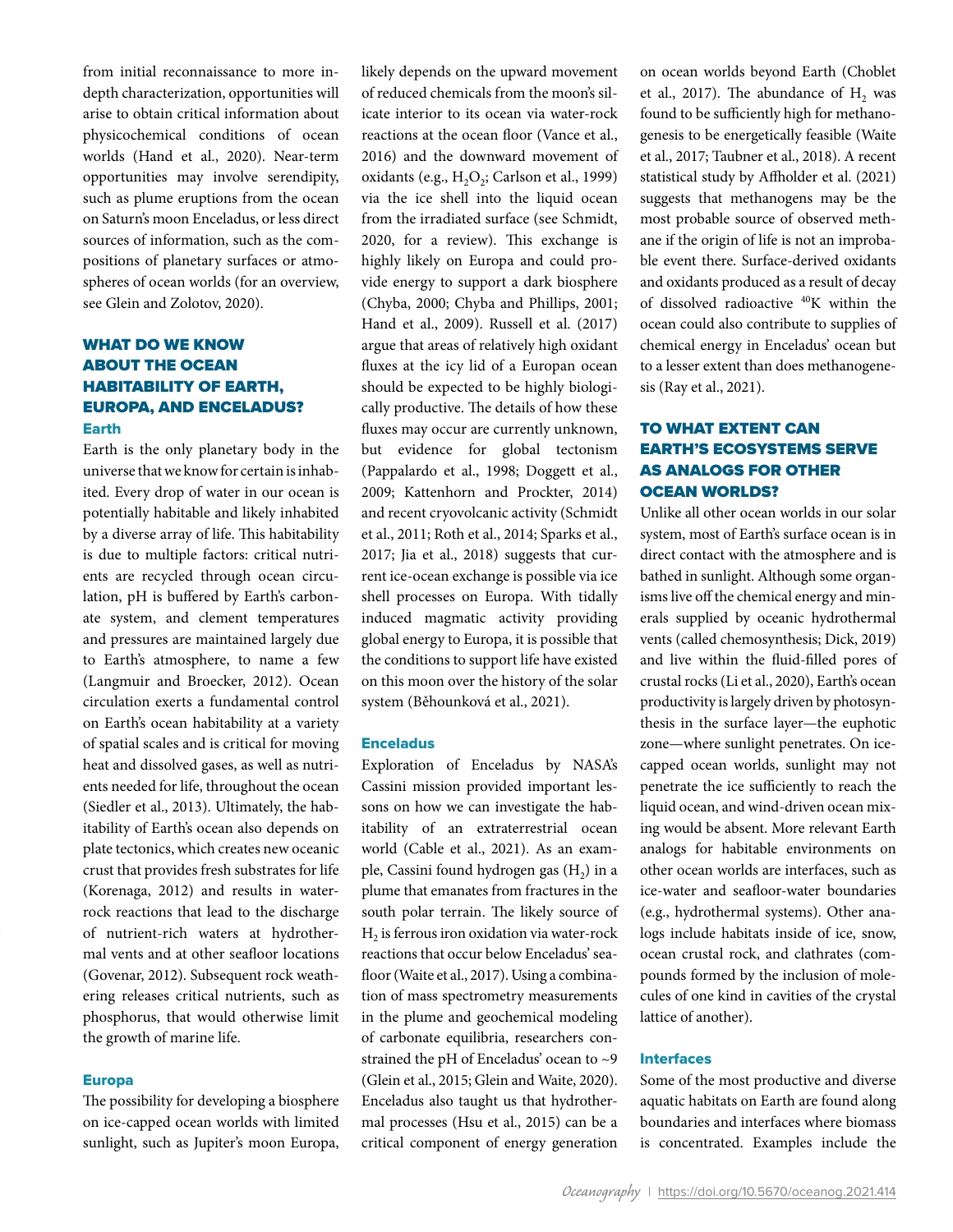from initial reconnaissance to more in-depth characterization, opportunities will arise to obtain critical information about physicochemical conditions of ocean worlds (Hand et al., 2020). Near-term opportunities may involve serendipity, such as plume eruptions from the ocean on Saturn's moon Enceladus, or less direct sources of information, such as the compositions of planetary surfaces or atmospheres of ocean worlds (for an overview, see Glein and Zolotov, 2020).

## WHAT DO WE KNOW ABOUT THE OCEAN HABITABILITY OF EARTH, EUROPA, AND ENCELADUS?

### Earth

Earth is the only planetary body in the universe that we know for certain is inhabited. Every drop of water in our ocean is potentially habitable and likely inhabited by a diverse array of life. This habitability is due to multiple factors: critical nutrients are recycled through ocean circulation, pH is buffered by Earth's carbonate system, and clement temperatures and pressures are maintained largely due to Earth's atmosphere, to name a few (Langmuir and Broecker, 2012). Ocean circulation exerts a fundamental control on Earth's ocean habitability at a variety of spatial scales and is critical for moving heat and dissolved gases, as well as nutrients needed for life, throughout the ocean (Siedler et al., 2013). Ultimately, the habitability of Earth's ocean also depends on plate tectonics, which creates new oceanic crust that provides fresh substrates for life (Korenaga, 2012) and results in water-rock reactions that lead to the discharge of nutrient-rich waters at hydrothermal vents and at other seafloor locations (Govenar, 2012). Subsequent rock weathering releases critical nutrients, such as phosphorus, that would otherwise limit the growth of marine life.

### Europa

The possibility for developing a biosphere on ice-capped ocean worlds with limited sunlight, such as Jupiter's moon Europa, likely depends on the upward movement of reduced chemicals from the moon's silicate interior to its ocean via water-rock reactions at the ocean floor (Vance et al., 2016) and the downward movement of oxidants (e.g., $H_2O_2$; Carlson et al., 1999) via the ice shell into the liquid ocean from the irradiated surface (see Schmidt, 2020, for a review). This exchange is highly likely on Europa and could provide energy to support a dark biosphere (Chyba, 2000; Chyba and Phillips, 2001; Hand et al., 2009). Russell et al. (2017) argue that areas of relatively high oxidant fluxes at the icy lid of a Europan ocean should be expected to be highly biologically productive. The details of how these fluxes may occur are currently unknown, but evidence for global tectonism (Pappalardo et al., 1998; Doggett et al., 2009; Kattenhorn and Prockter, 2014) and recent cryovolcanic activity (Schmidt et al., 2011; Roth et al., 2014; Sparks et al., 2017; Jia et al., 2018) suggests that current ice-ocean exchange is possible via ice shell processes on Europa. With tidally induced magmatic activity providing global energy to Europa, it is possible that the conditions to support life have existed on this moon over the history of the solar system (Běhounková et al., 2021).

### Enceladus

Exploration of Enceladus by NASA's Cassini mission provided important lessons on how we can investigate the habitability of an extraterrestrial ocean world (Cable et al., 2021). As an example, Cassini found hydrogen gas ($H_2$) in a plume that emanates from fractures in the south polar terrain. The likely source of $H_2$ is ferrous iron oxidation via water-rock reactions that occur below Enceladus' seafloor (Waite et al., 2017). Using a combination of mass spectrometry measurements in the plume and geochemical modeling of carbonate equilibria, researchers constrained the pH of Enceladus' ocean to ~9 (Glein et al., 2015; Glein and Waite, 2020). Enceladus also taught us that hydrothermal processes (Hsu et al., 2015) can be a critical component of energy generation on ocean worlds beyond Earth (Choblet et al., 2017). The abundance of $H_2$ was found to be sufficiently high for methanogenesis to be energetically feasible (Waite et al., 2017; Taubner et al., 2018). A recent statistical study by Affholder et al. (2021) suggests that methanogens may be the most probable source of observed methane if the origin of life is not an improbable event there. Surface-derived oxidants and oxidants produced as a result of decay of dissolved radioactive $^{40}K$ within the ocean could also contribute to supplies of chemical energy in Enceladus' ocean but to a lesser extent than does methanogenesis (Ray et al., 2021).

## TO WHAT EXTENT CAN EARTH'S ECOSYSTEMS SERVE AS ANALOGS FOR OTHER OCEAN WORLDS?

Unlike all other ocean worlds in our solar system, most of Earth's surface ocean is in direct contact with the atmosphere and is bathed in sunlight. Although some organisms live off the chemical energy and minerals supplied by oceanic hydrothermal vents (called chemosynthesis; Dick, 2019) and live within the fluid-filled pores of crustal rocks (Li et al., 2020), Earth's ocean productivity is largely driven by photosynthesis in the surface layer—the euphotic zone—where sunlight penetrates. On ice-capped ocean worlds, sunlight may not penetrate the ice sufficiently to reach the liquid ocean, and wind-driven ocean mixing would be absent. More relevant Earth analogs for habitable environments on other ocean worlds are interfaces, such as ice-water and seafloor-water boundaries (e.g., hydrothermal systems). Other analogs include habitats inside of ice, snow, ocean crustal rock, and clathrates (compounds formed by the inclusion of molecules of one kind in cavities of the crystal lattice of another).

### Interfaces

Some of the most productive and diverse aquatic habitats on Earth are found along boundaries and interfaces where biomass is concentrated. Examples include the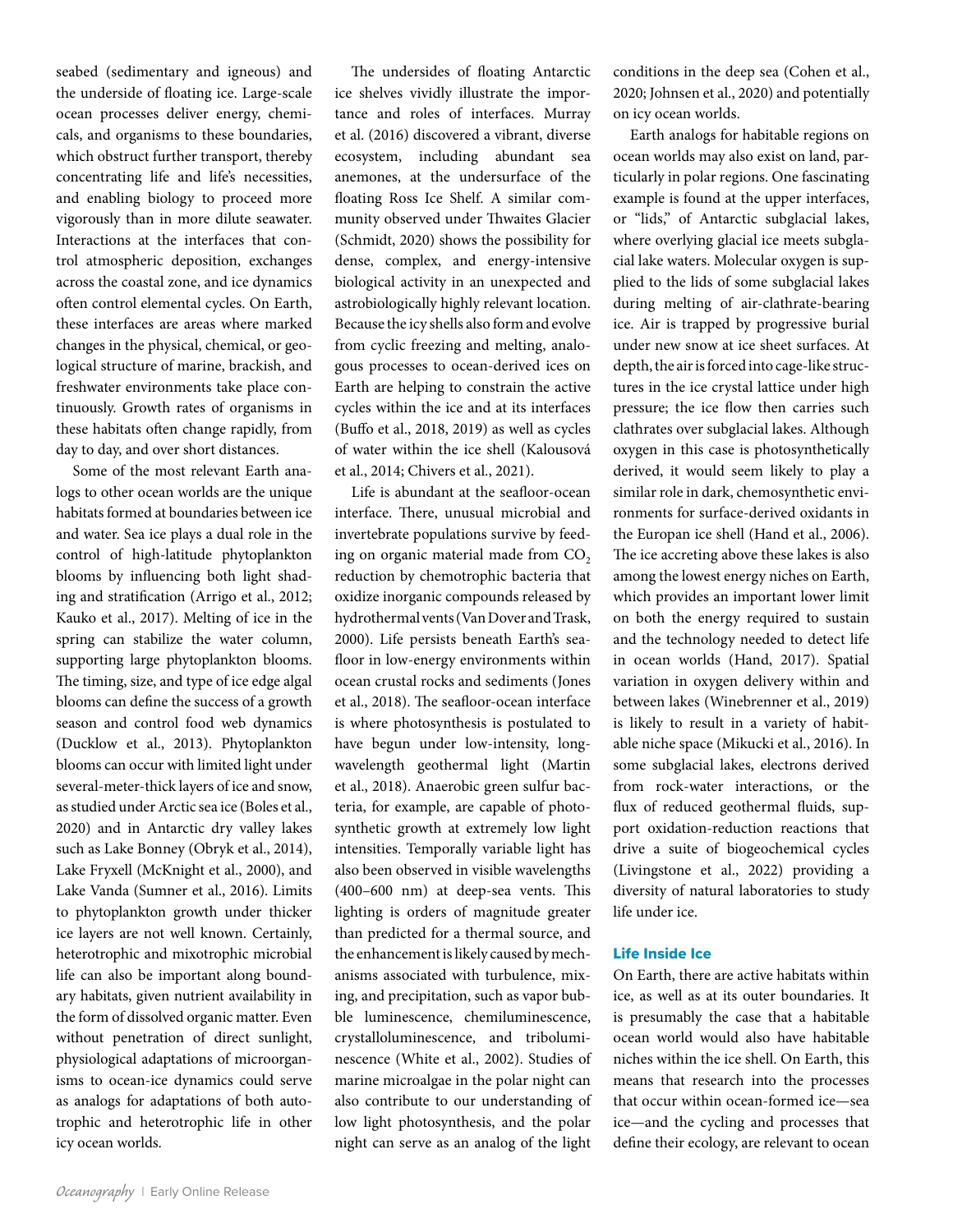seabed (sedimentary and igneous) and the underside of floating ice. Large-scale ocean processes deliver energy, chemicals, and organisms to these boundaries, which obstruct further transport, thereby concentrating life and life's necessities, and enabling biology to proceed more vigorously than in more dilute seawater. Interactions at the interfaces that control atmospheric deposition, exchanges across the coastal zone, and ice dynamics often control elemental cycles. On Earth, these interfaces are areas where marked changes in the physical, chemical, or geological structure of marine, brackish, and freshwater environments take place continuously. Growth rates of organisms in these habitats often change rapidly, from day to day, and over short distances.

Some of the most relevant Earth analogs to other ocean worlds are the unique habitats formed at boundaries between ice and water. Sea ice plays a dual role in the control of high-latitude phytoplankton blooms by influencing both light shading and stratification (Arrigo et al., 2012; Kauko et al., 2017). Melting of ice in the spring can stabilize the water column, supporting large phytoplankton blooms. The timing, size, and type of ice edge algal blooms can define the success of a growth season and control food web dynamics (Ducklow et al., 2013). Phytoplankton blooms can occur with limited light under several-meter-thick layers of ice and snow, as studied under Arctic sea ice (Boles et al., 2020) and in Antarctic dry valley lakes such as Lake Bonney (Obryk et al., 2014), Lake Fryxell (McKnight et al., 2000), and Lake Vanda (Sumner et al., 2016). Limits to phytoplankton growth under thicker ice layers are not well known. Certainly, heterotrophic and mixotrophic microbial life can also be important along boundary habitats, given nutrient availability in the form of dissolved organic matter. Even without penetration of direct sunlight, physiological adaptations of microorganisms to ocean-ice dynamics could serve as analogs for adaptations of both autotrophic and heterotrophic life in other icy ocean worlds.

The undersides of floating Antarctic ice shelves vividly illustrate the importance and roles of interfaces. Murray et al. (2016) discovered a vibrant, diverse ecosystem, including abundant sea anemones, at the undersurface of the floating Ross Ice Shelf. A similar community observed under Thwaites Glacier (Schmidt, 2020) shows the possibility for dense, complex, and energy-intensive biological activity in an unexpected and astrobiologically highly relevant location. Because the icy shells also form and evolve from cyclic freezing and melting, analogous processes to ocean-derived ices on Earth are helping to constrain the active cycles within the ice and at its interfaces (Buffo et al., 2018, 2019) as well as cycles of water within the ice shell (Kalousová et al., 2014; Chivers et al., 2021).

Life is abundant at the seafloor-ocean interface. There, unusual microbial and invertebrate populations survive by feeding on organic material made from $CO_2$ reduction by chemotrophic bacteria that oxidize inorganic compounds released by hydrothermal vents (Van Dover and Trask, 2000). Life persists beneath Earth's seafloor in low-energy environments within ocean crustal rocks and sediments (Jones et al., 2018). The seafloor-ocean interface is where photosynthesis is postulated to have begun under low-intensity, long-wavelength geothermal light (Martin et al., 2018). Anaerobic green sulfur bacteria, for example, are capable of photosynthetic growth at extremely low light intensities. Temporally variable light has also been observed in visible wavelengths (400–600 nm) at deep-sea vents. This lighting is orders of magnitude greater than predicted for a thermal source, and the enhancement is likely caused by mechanisms associated with turbulence, mixing, and precipitation, such as vapor bubble luminescence, chemiluminescence, crystalloluminescence, and triboluminescence (White et al., 2002). Studies of marine microalgae in the polar night can also contribute to our understanding of low light photosynthesis, and the polar night can serve as an analog of the light conditions in the deep sea (Cohen et al., 2020; Johnsen et al., 2020) and potentially on icy ocean worlds.

Earth analogs for habitable regions on ocean worlds may also exist on land, particularly in polar regions. One fascinating example is found at the upper interfaces, or "lids," of Antarctic subglacial lakes, where overlying glacial ice meets subglacial lake waters. Molecular oxygen is supplied to the lids of some subglacial lakes during melting of air-clathrate-bearing ice. Air is trapped by progressive burial under new snow at ice sheet surfaces. At depth, the air is forced into cage-like structures in the ice crystal lattice under high pressure; the ice flow then carries such clathrates over subglacial lakes. Although oxygen in this case is photosynthetically derived, it would seem likely to play a similar role in dark, chemosynthetic environments for surface-derived oxidants in the Europan ice shell (Hand et al., 2006). The ice accreting above these lakes is also among the lowest energy niches on Earth, which provides an important lower limit on both the energy required to sustain and the technology needed to detect life in ocean worlds (Hand, 2017). Spatial variation in oxygen delivery within and between lakes (Winebrenner et al., 2019) is likely to result in a variety of habitable niche space (Mikucki et al., 2016). In some subglacial lakes, electrons derived from rock-water interactions, or the flux of reduced geothermal fluids, support oxidation-reduction reactions that drive a suite of biogeochemical cycles (Livingstone et al., 2022) providing a diversity of natural laboratories to study life under ice.

## Life Inside Ice

On Earth, there are active habitats within ice, as well as at its outer boundaries. It is presumably the case that a habitable ocean world would also have habitable niches within the ice shell. On Earth, this means that research into the processes that occur within ocean-formed ice—sea ice—and the cycling and processes that define their ecology, are relevant to ocean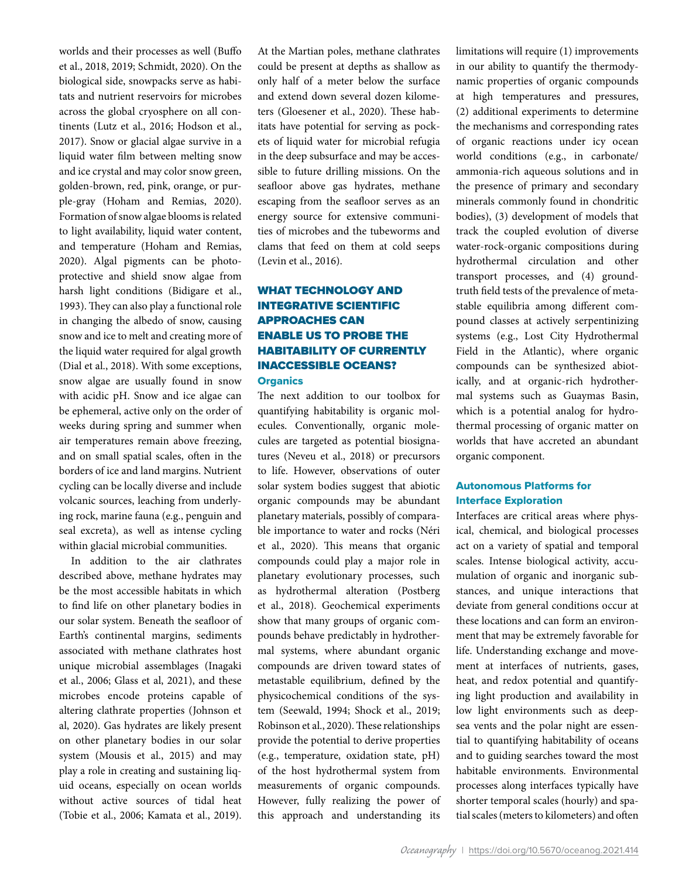worlds and their processes as well (Buffo et al., 2018, 2019; Schmidt, 2020). On the biological side, snowpacks serve as habitats and nutrient reservoirs for microbes across the global cryosphere on all continents (Lutz et al., 2016; Hodson et al., 2017). Snow or glacial algae survive in a liquid water film between melting snow and ice crystal and may color snow green, golden-brown, red, pink, orange, or purple-gray (Hoham and Remias, 2020). Formation of snow algae blooms is related to light availability, liquid water content, and temperature (Hoham and Remias, 2020). Algal pigments can be photoprotective and shield snow algae from harsh light conditions (Bidigare et al., 1993). They can also play a functional role in changing the albedo of snow, causing snow and ice to melt and creating more of the liquid water required for algal growth (Dial et al., 2018). With some exceptions, snow algae are usually found in snow with acidic pH. Snow and ice algae can be ephemeral, active only on the order of weeks during spring and summer when air temperatures remain above freezing, and on small spatial scales, often in the borders of ice and land margins. Nutrient cycling can be locally diverse and include volcanic sources, leaching from underlying rock, marine fauna (e.g., penguin and seal excreta), as well as intense cycling within glacial microbial communities.

In addition to the air clathrates described above, methane hydrates may be the most accessible habitats in which to find life on other planetary bodies in our solar system. Beneath the seafloor of Earth's continental margins, sediments associated with methane clathrates host unique microbial assemblages (Inagaki et al., 2006; Glass et al, 2021), and these microbes encode proteins capable of altering clathrate properties (Johnson et al, 2020). Gas hydrates are likely present on other planetary bodies in our solar system (Mousis et al., 2015) and may play a role in creating and sustaining liquid oceans, especially on ocean worlds without active sources of tidal heat (Tobie et al., 2006; Kamata et al., 2019). At the Martian poles, methane clathrates could be present at depths as shallow as only half of a meter below the surface and extend down several dozen kilometers (Gloesener et al., 2020). These habitats have potential for serving as pockets of liquid water for microbial refugia in the deep subsurface and may be accessible to future drilling missions. On the seafloor above gas hydrates, methane escaping from the seafloor serves as an energy source for extensive communities of microbes and the tubeworms and clams that feed on them at cold seeps (Levin et al., 2016).

## WHAT TECHNOLOGY AND INTEGRATIVE SCIENTIFIC APPROACHES CAN ENABLE US TO PROBE THE HABITABILITY OF CURRENTLY INACCESSIBLE OCEANS?

### Organics

The next addition to our toolbox for quantifying habitability is organic molecules. Conventionally, organic molecules are targeted as potential biosignatures (Neveu et al., 2018) or precursors to life. However, observations of outer solar system bodies suggest that abiotic organic compounds may be abundant planetary materials, possibly of comparable importance to water and rocks (Néri et al., 2020). This means that organic compounds could play a major role in planetary evolutionary processes, such as hydrothermal alteration (Postberg et al., 2018). Geochemical experiments show that many groups of organic compounds behave predictably in hydrothermal systems, where abundant organic compounds are driven toward states of metastable equilibrium, defined by the physicochemical conditions of the system (Seewald, 1994; Shock et al., 2019; Robinson et al., 2020). These relationships provide the potential to derive properties (e.g., temperature, oxidation state, pH) of the host hydrothermal system from measurements of organic compounds. However, fully realizing the power of this approach and understanding its limitations will require (1) improvements in our ability to quantify the thermodynamic properties of organic compounds at high temperatures and pressures, (2) additional experiments to determine the mechanisms and corresponding rates of organic reactions under icy ocean world conditions (e.g., in carbonate/ammonia-rich aqueous solutions and in the presence of primary and secondary minerals commonly found in chondritic bodies), (3) development of models that track the coupled evolution of diverse water-rock-organic compositions during hydrothermal circulation and other transport processes, and (4) ground-truth field tests of the prevalence of metastable equilibria among different compound classes at actively serpentinizing systems (e.g., Lost City Hydrothermal Field in the Atlantic), where organic compounds can be synthesized abiotically, and at organic-rich hydrothermal systems such as Guaymas Basin, which is a potential analog for hydrothermal processing of organic matter on worlds that have accreted an abundant organic component.

### Autonomous Platforms for Interface Exploration

Interfaces are critical areas where physical, chemical, and biological processes act on a variety of spatial and temporal scales. Intense biological activity, accumulation of organic and inorganic substances, and unique interactions that deviate from general conditions occur at these locations and can form an environment that may be extremely favorable for life. Understanding exchange and movement at interfaces of nutrients, gases, heat, and redox potential and quantifying light production and availability in low light environments such as deep-sea vents and the polar night are essential to quantifying habitability of oceans and to guiding searches toward the most habitable environments. Environmental processes along interfaces typically have shorter temporal scales (hourly) and spatial scales (meters to kilometers) and often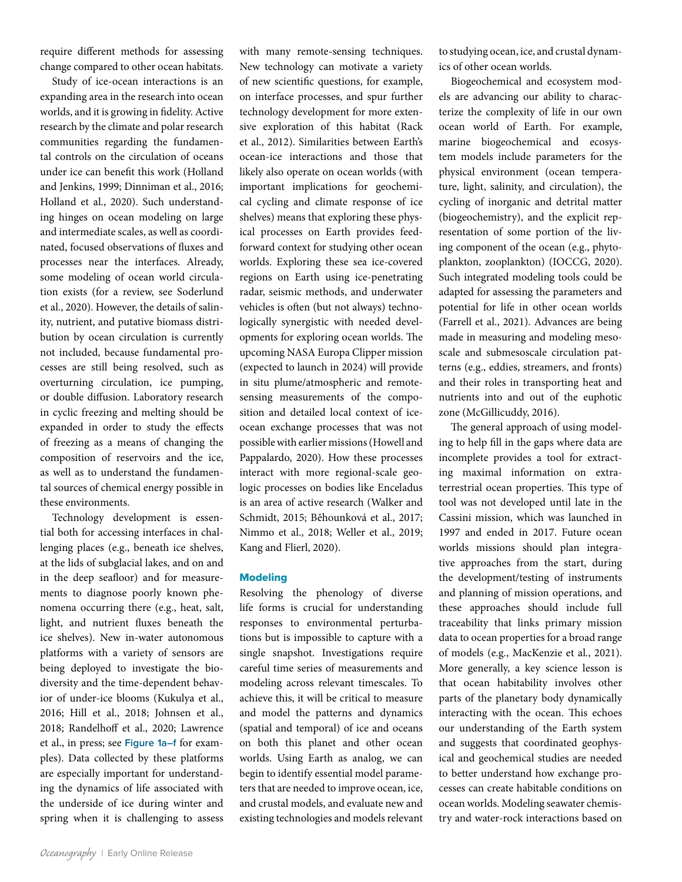require different methods for assessing change compared to other ocean habitats.

Study of ice-ocean interactions is an expanding area in the research into ocean worlds, and it is growing in fidelity. Active research by the climate and polar research communities regarding the fundamental controls on the circulation of oceans under ice can benefit this work (Holland and Jenkins, 1999; Dinniman et al., 2016; Holland et al., 2020). Such understanding hinges on ocean modeling on large and intermediate scales, as well as coordinated, focused observations of fluxes and processes near the interfaces. Already, some modeling of ocean world circulation exists (for a review, see Soderlund et al., 2020). However, the details of salinity, nutrient, and putative biomass distribution by ocean circulation is currently not included, because fundamental processes are still being resolved, such as overturning circulation, ice pumping, or double diffusion. Laboratory research in cyclic freezing and melting should be expanded in order to study the effects of freezing as a means of changing the composition of reservoirs and the ice, as well as to understand the fundamental sources of chemical energy possible in these environments.

Technology development is essential both for accessing interfaces in challenging places (e.g., beneath ice shelves, at the lids of subglacial lakes, and on and in the deep seafloor) and for measurements to diagnose poorly known phenomena occurring there (e.g., heat, salt, light, and nutrient fluxes beneath the ice shelves). New in-water autonomous platforms with a variety of sensors are being deployed to investigate the biodiversity and the time-dependent behavior of under-ice blooms (Kukulya et al., 2016; Hill et al., 2018; Johnsen et al., 2018; Randelhoff et al., 2020; Lawrence et al., in press; see Figure 1a–f for examples). Data collected by these platforms are especially important for understanding the dynamics of life associated with the underside of ice during winter and spring when it is challenging to assess with many remote-sensing techniques. New technology can motivate a variety of new scientific questions, for example, on interface processes, and spur further technology development for more extensive exploration of this habitat (Rack et al., 2012). Similarities between Earth's ocean-ice interactions and those that likely also operate on ocean worlds (with important implications for geochemical cycling and climate response of ice shelves) means that exploring these physical processes on Earth provides feed-forward context for studying other ocean worlds. Exploring these sea ice-covered regions on Earth using ice-penetrating radar, seismic methods, and underwater vehicles is often (but not always) technologically synergistic with needed developments for exploring ocean worlds. The upcoming NASA Europa Clipper mission (expected to launch in 2024) will provide in situ plume/atmospheric and remote-sensing measurements of the composition and detailed local context of ice-ocean exchange processes that was not possible with earlier missions (Howell and Pappalardo, 2020). How these processes interact with more regional-scale geologic processes on bodies like Enceladus is an area of active research (Walker and Schmidt, 2015; Běhounková et al., 2017; Nimmo et al., 2018; Weller et al., 2019; Kang and Flierl, 2020).

### Modeling

Resolving the phenology of diverse life forms is crucial for understanding responses to environmental perturbations but is impossible to capture with a single snapshot. Investigations require careful time series of measurements and modeling across relevant timescales. To achieve this, it will be critical to measure and model the patterns and dynamics (spatial and temporal) of ice and oceans on both this planet and other ocean worlds. Using Earth as analog, we can begin to identify essential model parameters that are needed to improve ocean, ice, and crustal models, and evaluate new and existing technologies and models relevant to studying ocean, ice, and crustal dynamics of other ocean worlds.

Biogeochemical and ecosystem models are advancing our ability to characterize the complexity of life in our own ocean world of Earth. For example, marine biogeochemical and ecosystem models include parameters for the physical environment (ocean temperature, light, salinity, and circulation), the cycling of inorganic and detrital matter (biogeochemistry), and the explicit representation of some portion of the living component of the ocean (e.g., phytoplankton, zooplankton) (IOCCG, 2020). Such integrated modeling tools could be adapted for assessing the parameters and potential for life in other ocean worlds (Farrell et al., 2021). Advances are being made in measuring and modeling mesoscale and submesoscale circulation patterns (e.g., eddies, streamers, and fronts) and their roles in transporting heat and nutrients into and out of the euphotic zone (McGillicuddy, 2016).

The general approach of using modeling to help fill in the gaps where data are incomplete provides a tool for extracting maximal information on extraterrestrial ocean properties. This type of tool was not developed until late in the Cassini mission, which was launched in 1997 and ended in 2017. Future ocean worlds missions should plan integrative approaches from the start, during the development/testing of instruments and planning of mission operations, and these approaches should include full traceability that links primary mission data to ocean properties for a broad range of models (e.g., MacKenzie et al., 2021). More generally, a key science lesson is that ocean habitability involves other parts of the planetary body dynamically interacting with the ocean. This echoes our understanding of the Earth system and suggests that coordinated geophysical and geochemical studies are needed to better understand how exchange processes can create habitable conditions on ocean worlds. Modeling seawater chemistry and water-rock interactions based on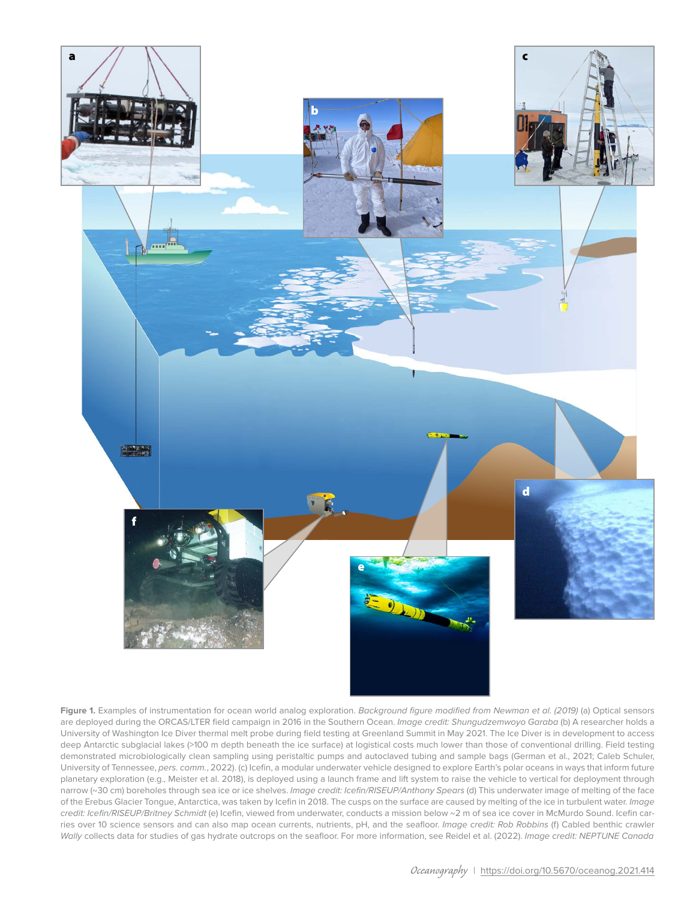**Figure 1.** Examples of instrumentation for ocean world analog exploration. *Background figure modified from Newman et al. (2019)* (a) Optical sensors are deployed during the ORCAS/LTER field campaign in 2016 in the Southern Ocean. *Image credit: Shungudzemwoyo Garaba* (b) A researcher holds a University of Washington Ice Diver thermal melt probe during field testing at Greenland Summit in May 2021. The Ice Diver is in development to access deep Antarctic subglacial lakes (>100 m depth beneath the ice surface) at logistical costs much lower than those of conventional drilling. Field testing demonstrated microbiologically clean sampling using peristaltic pumps and autoclaved tubing and sample bags (German et al., 2021; Caleb Schuler, University of Tennessee, *pers. comm.*, 2022). (c) Icefin, a modular underwater vehicle designed to explore Earth's polar oceans in ways that inform future planetary exploration (e.g., Meister et al. 2018), is deployed using a launch frame and lift system to raise the vehicle to vertical for deployment through narrow (~30 cm) boreholes through sea ice or ice shelves. *Image credit: Icefin/RISEUP/Anthony Spears* (d) This underwater image of melting of the face of the Erebus Glacier Tongue, Antarctica, was taken by Icefin in 2018. The cusps on the surface are caused by melting of the ice in turbulent water. *Image credit: Icefin/RISEUP/Britney Schmidt* (e) Icefin, viewed from underwater, conducts a mission below ~2 m of sea ice cover in McMurdo Sound. Icefin carries over 10 science sensors and can also map ocean currents, nutrients, pH, and the seafloor. *Image credit: Rob Robbins* (f) Cabled benthic crawler *Wally* collects data for studies of gas hydrate outcrops on the seafloor. For more information, see Reidel et al. (2022). *Image credit: NEPTUNE Canada*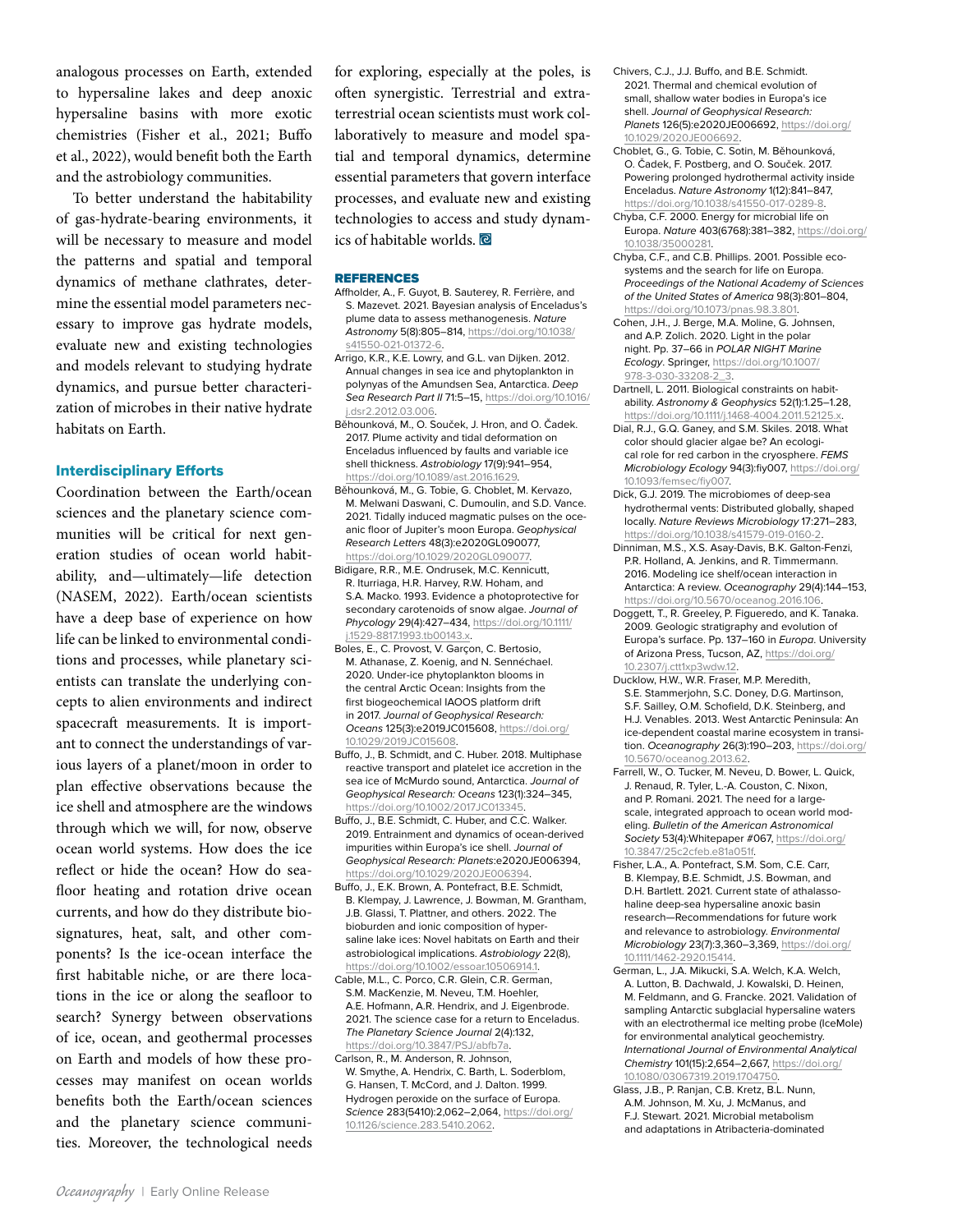analogous processes on Earth, extended to hypersaline lakes and deep anoxic hypersaline basins with more exotic chemistries (Fisher et al., 2021; Buffo et al., 2022), would benefit both the Earth and the astrobiology communities.

To better understand the habitability of gas-hydrate-bearing environments, it will be necessary to measure and model the patterns and spatial and temporal dynamics of methane clathrates, determine the essential model parameters necessary to improve gas hydrate models, evaluate new and existing technologies and models relevant to studying hydrate dynamics, and pursue better characterization of microbes in their native hydrate habitats on Earth.

### Interdisciplinary Efforts

Coordination between the Earth/ocean sciences and the planetary science communities will be critical for next generation studies of ocean world habitability, and—ultimately—life detection (NASEM, 2022). Earth/ocean scientists have a deep base of experience on how life can be linked to environmental conditions and processes, while planetary scientists can translate the underlying concepts to alien environments and indirect spacecraft measurements. It is important to connect the understandings of various layers of a planet/moon in order to plan effective observations because the ice shell and atmosphere are the windows through which we will, for now, observe ocean world systems. How does the ice reflect or hide the ocean? How do seafloor heating and rotation drive ocean currents, and how do they distribute biosignatures, heat, salt, and other components? Is the ice-ocean interface the first habitable niche, or are there locations in the ice or along the seafloor to search? Synergy between observations of ice, ocean, and geothermal processes on Earth and models of how these processes may manifest on ocean worlds benefits both the Earth/ocean sciences and the planetary science communities. Moreover, the technological needs for exploring, especially at the poles, is often synergistic. Terrestrial and extraterrestrial ocean scientists must work collaboratively to measure and model spatial and temporal dynamics, determine essential parameters that govern interface processes, and evaluate new and existing technologies to access and study dynamics of habitable worlds.

## REFERENCES

Affholder, A., F. Guyot, B. Sauterey, R. Ferrière, and S. Mazevet. 2021. Bayesian analysis of Enceladus's plume data to assess methanogenesis. *Nature Astronomy* 5(8):805–814, https://doi.org/10.1038/s41550-021-01372-6.

Arrigo, K.R., K.E. Lowry, and G.L. van Dijken. 2012. Annual changes in sea ice and phytoplankton in polynyas of the Amundsen Sea, Antarctica. *Deep Sea Research Part II* 71:5–15, https://doi.org/10.1016/j.dsr2.2012.03.006.

Běhounková, M., O. Souček, J. Hron, and O. Čadek. 2017. Plume activity and tidal deformation on Enceladus influenced by faults and variable ice shell thickness. *Astrobiology* 17(9):941–954, https://doi.org/10.1089/ast.2016.1629.

Běhounková, M., G. Tobie, G. Choblet, M. Kervazo, M. Melwani Daswani, C. Dumoulin, and S.D. Vance. 2021. Tidally induced magmatic pulses on the oceanic floor of Jupiter's moon Europa. *Geophysical Research Letters* 48(3):e2020GL090077, https://doi.org/10.1029/2020GL090077.

Bidigare, R.R., M.E. Ondrusek, M.C. Kennicutt, R. Iturriaga, H.R. Harvey, R.W. Hoham, and S.A. Macko. 1993. Evidence a photoprotective for secondary carotenoids of snow algae. *Journal of Phycology* 29(4):427–434, https://doi.org/10.1111/j.1529-8817.1993.tb00143.x.

Boles, E., C. Provost, V. Garçon, C. Bertosio, M. Athanase, Z. Koenig, and N. Sennéchael. 2020. Under-ice phytoplankton blooms in the central Arctic Ocean: Insights from the first biogeochemical IAOOS platform drift in 2017. *Journal of Geophysical Research: Oceans* 125(3):e2019JC015608, https://doi.org/10.1029/2019JC015608.

Buffo, J., B. Schmidt, and C. Huber. 2018. Multiphase reactive transport and platelet ice accretion in the sea ice of McMurdo sound, Antarctica. *Journal of Geophysical Research: Oceans* 123(1):324–345, https://doi.org/10.1002/2017JC013345.

Buffo, J., B.E. Schmidt, C. Huber, and C.C. Walker. 2019. Entrainment and dynamics of ocean-derived impurities within Europa's ice shell. *Journal of Geophysical Research: Planets*:e2020JE006394, https://doi.org/10.1029/2020JE006394.

Buffo, J., E.K. Brown, A. Pontefract, B.E. Schmidt, B. Klempay, J. Lawrence, J. Bowman, M. Grantham, J.B. Glassi, T. Plattner, and others. 2022. The bioburden and ionic composition of hypersaline lake ices: Novel habitats on Earth and their astrobiological implications. *Astrobiology* 22(8), https://doi.org/10.1002/essoar.10506914.1.

Cable, M.L., C. Porco, C.R. Glein, C.R. German, S.M. MacKenzie, M. Neveu, T.M. Hoehler, A.E. Hofmann, A.R. Hendrix, and J. Eigenbrode. 2021. The science case for a return to Enceladus. *The Planetary Science Journal* 2(4):132, https://doi.org/10.3847/PSJ/abfb7a.

Carlson, R., M. Anderson, R. Johnson, W. Smythe, A. Hendrix, C. Barth, L. Soderblom, G. Hansen, T. McCord, and J. Dalton. 1999. Hydrogen peroxide on the surface of Europa. *Science* 283(5410):2,062–2,064, https://doi.org/10.1126/science.283.5410.2062.

Chivers, C.J., J.J. Buffo, and B.E. Schmidt. 2021. Thermal and chemical evolution of small, shallow water bodies in Europa's ice shell. *Journal of Geophysical Research: Planets* 126(5):e2020JE006692, https://doi.org/10.1029/2020JE006692.

Choblet, G., G. Tobie, C. Sotin, M. Běhounková, O. Čadek, F. Postberg, and O. Souček. 2017. Powering prolonged hydrothermal activity inside Enceladus. *Nature Astronomy* 1(12):841–847, https://doi.org/10.1038/s41550-017-0289-8.

Chyba, C.F. 2000. Energy for microbial life on Europa. *Nature* 403(6768):381–382, https://doi.org/10.1038/35000281.

Chyba, C.F., and C.B. Phillips. 2001. Possible ecosystems and the search for life on Europa. *Proceedings of the National Academy of Sciences of the United States of America* 98(3):801–804, https://doi.org/10.1073/pnas.98.3.801.

Cohen, J.H., J. Berge, M.A. Moline, G. Johnsen, and A.P. Zolich. 2020. Light in the polar night. Pp. 37–66 in *POLAR NIGHT Marine Ecology*. Springer, https://doi.org/10.1007/978-3-030-33208-2_3.

Dartnell, L. 2011. Biological constraints on habitability. *Astronomy & Geophysics* 52(1):1.25–1.28, https://doi.org/10.1111/j.1468-4004.2011.52125.x.

Dial, R.J., G.Q. Ganey, and S.M. Skiles. 2018. What color should glacier algae be? An ecological role for red carbon in the cryosphere. *FEMS Microbiology Ecology* 94(3):fiy007, https://doi.org/10.1093/femsec/fiy007.

Dick, G.J. 2019. The microbiomes of deep-sea hydrothermal vents: Distributed globally, shaped locally. *Nature Reviews Microbiology* 17:271–283, https://doi.org/10.1038/s41579-019-0160-2.

Dinniman, M.S., X.S. Asay-Davis, B.K. Galton-Fenzi, P.R. Holland, A. Jenkins, and R. Timmermann. 2016. Modeling ice shelf/ocean interaction in Antarctica: A review. *Oceanography* 29(4):144–153, https://doi.org/10.5670/oceanog.2016.106.

Doggett, T., R. Greeley, P. Figueredo, and K. Tanaka. 2009. Geologic stratigraphy and evolution of Europa's surface. Pp. 137–160 in *Europa*. University of Arizona Press, Tucson, AZ, https://doi.org/10.2307/j.ctt1xp3wdw.12.

Ducklow, H.W., W.R. Fraser, M.P. Meredith, S.E. Stammerjohn, S.C. Doney, D.G. Martinson, S.F. Sailley, O.M. Schofield, D.K. Steinberg, and H.J. Venables. 2013. West Antarctic Peninsula: An ice-dependent coastal marine ecosystem in transition. *Oceanography* 26(3):190–203, https://doi.org/10.5670/oceanog.2013.62.

Farrell, W., O. Tucker, M. Neveu, D. Bower, L. Quick, J. Renaud, R. Tyler, L.-A. Couston, C. Nixon, and P. Romani. 2021. The need for a large-scale, integrated approach to ocean world modeling. *Bulletin of the American Astronomical Society* 53(4):Whitepaper #067, https://doi.org/10.3847/25c2cfeb.e81a051f.

Fisher, L.A., A. Pontefract, S.M. Som, C.E. Carr, B. Klempay, B.E. Schmidt, J.S. Bowman, and D.H. Bartlett. 2021. Current state of athalassohaline deep-sea hypersaline anoxic basin research—Recommendations for future work and relevance to astrobiology. *Environmental Microbiology* 23(7):3,360–3,369, https://doi.org/10.1111/1462-2920.15414.

German, L., J.A. Mikucki, S.A. Welch, K.A. Welch, A. Lutton, B. Dachwald, J. Kowalski, D. Heinen, M. Feldmann, and G. Francke. 2021. Validation of sampling Antarctic subglacial hypersaline waters with an electrothermal ice melting probe (IceMole) for environmental analytical geochemistry. *International Journal of Environmental Analytical Chemistry* 101(15):2,654–2,667, https://doi.org/10.1080/03067319.2019.1704750.

Glass, J.B., P. Ranjan, C.B. Kretz, B.L. Nunn, A.M. Johnson, M. Xu, J. McManus, and F.J. Stewart. 2021. Microbial metabolism and adaptations in Atribacteria-dominated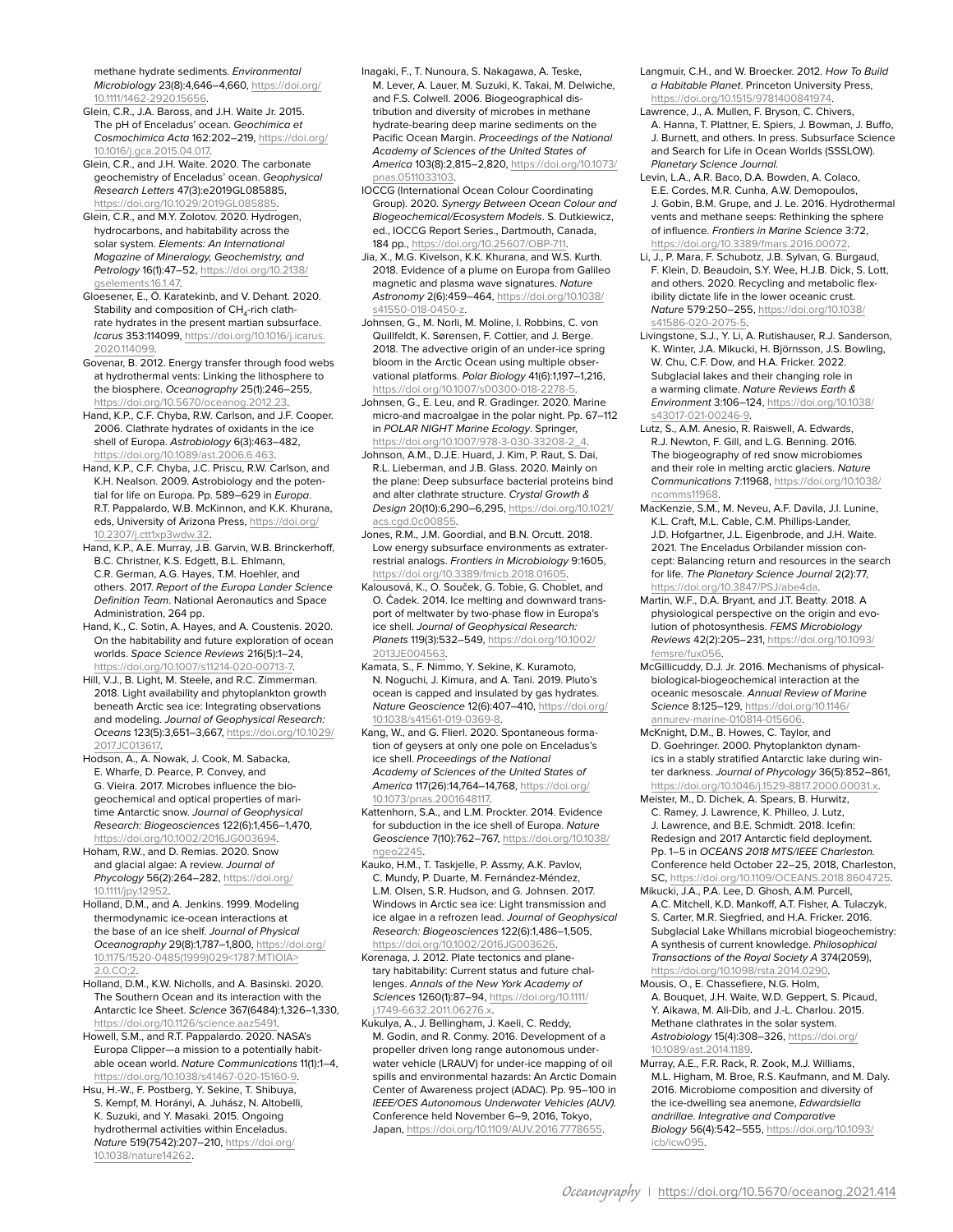methane hydrate sediments. *Environmental Microbiology* 23(8):4,646–4,660, https://doi.org/10.1111/1462-2920.15656.

Glein, C.R., J.A. Baross, and J.H. Waite Jr. 2015. The pH of Enceladus' ocean. *Geochimica et Cosmochimica Acta* 162:202–219, https://doi.org/10.1016/j.gca.2015.04.017.

Glein, C.R., and J.H. Waite. 2020. The carbonate geochemistry of Enceladus' ocean. *Geophysical Research Letters* 47(3):e2019GL085885, https://doi.org/10.1029/2019GL085885.

Glein, C.R., and M.Y. Zolotov. 2020. Hydrogen, hydrocarbons, and habitability across the solar system. *Elements: An International Magazine of Mineralogy, Geochemistry, and Petrology* 16(1):47–52, https://doi.org/10.2138/gselements.16.1.47.

Gloesener, E., Ö. Karatekinb, and V. Dehant. 2020. Stability and composition of $CH_4$-rich clathrate hydrates in the present martian subsurface. *Icarus* 353:114099, https://doi.org/10.1016/j.icarus.2020.114099.

Govenar, B. 2012. Energy transfer through food webs at hydrothermal vents: Linking the lithosphere to the biosphere. *Oceanography* 25(1):246–255, https://doi.org/10.5670/oceanog.2012.23.

Hand, K.P., C.F. Chyba, R.W. Carlson, and J.F. Cooper. 2006. Clathrate hydrates of oxidants in the ice shell of Europa. *Astrobiology* 6(3):463–482, https://doi.org/10.1089/ast.2006.6.463.

Hand, K.P., C.F. Chyba, J.C. Priscu, R.W. Carlson, and K.H. Nealson. 2009. Astrobiology and the potential for life on Europa. Pp. 589–629 in *Europa*. R.T. Pappalardo, W.B. McKinnon, and K.K. Khurana, eds, University of Arizona Press, https://doi.org/10.2307/j.ctt1xp3wdw.32.

Hand, K.P., A.E. Murray, J.B. Garvin, W.B. Brinckerhoff, B.C. Christner, K.S. Edgett, B.L. Ehlmann, C.R. German, A.G. Hayes, T.M. Hoehler, and others. 2017. *Report of the Europa Lander Science Definition Team*. National Aeronautics and Space Administration, 264 pp.

Hand, K., C. Sotin, A. Hayes, and A. Coustenis. 2020. On the habitability and future exploration of ocean worlds. *Space Science Reviews* 216(5):1–24, https://doi.org/10.1007/s11214-020-00713-7.

Hill, V.J., B. Light, M. Steele, and R.C. Zimmerman. 2018. Light availability and phytoplankton growth beneath Arctic sea ice: Integrating observations and modeling. *Journal of Geophysical Research: Oceans* 123(5):3,651–3,667, https://doi.org/10.1029/2017JC013617.

Hodson, A., A. Nowak, J. Cook, M. Sabacka, E. Wharfe, D. Pearce, P. Convey, and G. Vieira. 2017. Microbes influence the biogeochemical and optical properties of maritime Antarctic snow. *Journal of Geophysical Research: Biogeosciences* 122(6):1,456–1,470, https://doi.org/10.1002/2016JG003694.

Hoham, R.W., and D. Remias. 2020. Snow and glacial algae: A review. *Journal of Phycology* 56(2):264–282, https://doi.org/10.1111/jpy.12952.

Holland, D.M., and A. Jenkins. 1999. Modeling thermodynamic ice-ocean interactions at the base of an ice shelf. *Journal of Physical Oceanography* 29(8):1,787–1,800, https://doi.org/10.1175/1520-0485(1999)029<1787:MTIOIA>2.0.CO;2.

Holland, D.M., K.W. Nicholls, and A. Basinski. 2020. The Southern Ocean and its interaction with the Antarctic Ice Sheet. *Science* 367(6484):1,326–1,330, https://doi.org/10.1126/science.aaz5491.

Howell, S.M., and R.T. Pappalardo. 2020. NASA's Europa Clipper—a mission to a potentially habitable ocean world. *Nature Communications* 11(1):1–4, https://doi.org/10.1038/s41467-020-15160-9.

Hsu, H.-W., F. Postberg, Y. Sekine, T. Shibuya, S. Kempf, M. Horányi, A. Juhász, N. Altobelli, K. Suzuki, and Y. Masaki. 2015. Ongoing hydrothermal activities within Enceladus. *Nature* 519(7542):207–210, https://doi.org/10.1038/nature14262.

Inagaki, F., T. Nunoura, S. Nakagawa, A. Teske, M. Lever, A. Lauer, M. Suzuki, K. Takai, M. Delwiche, and F.S. Colwell. 2006. Biogeographical distribution and diversity of microbes in methane hydrate-bearing deep marine sediments on the Pacific Ocean Margin. *Proceedings of the National Academy of Sciences of the United States of America* 103(8):2,815–2,820, https://doi.org/10.1073/pnas.0511033103.

IOCCG (International Ocean Colour Coordinating Group). 2020. *Synergy Between Ocean Colour and Biogeochemical/Ecosystem Models*. S. Dutkiewicz, ed., IOCCG Report Series., Dartmouth, Canada, 184 pp., https://doi.org/10.25607/OBP-711.

Jia, X., M.G. Kivelson, K.K. Khurana, and W.S. Kurth. 2018. Evidence of a plume on Europa from Galileo magnetic and plasma wave signatures. *Nature Astronomy* 2(6):459–464, https://doi.org/10.1038/s41550-018-0450-z.

Johnsen, G., M. Norli, M. Moline, I. Robbins, C. von Quillfeldt, K. Sørensen, F. Cottier, and J. Berge. 2018. The advective origin of an under-ice spring bloom in the Arctic Ocean using multiple observational platforms. *Polar Biology* 41(6):1,197–1,216, https://doi.org/10.1007/s00300-018-2278-5.

Johnsen, G., E. Leu, and R. Gradinger. 2020. Marine micro-and macroalgae in the polar night. Pp. 67–112 in *POLAR NIGHT Marine Ecology*. Springer, https://doi.org/10.1007/978-3-030-33208-2_4.

Johnson, A.M., D.J.E. Huard, J. Kim, P. Raut, S. Dai, R.L. Lieberman, and J.B. Glass. 2020. Mainly on the plane: Deep subsurface bacterial proteins bind and alter clathrate structure. *Crystal Growth & Design* 20(10):6,290–6,295, https://doi.org/10.1021/acs.cgd.0c00855.

Jones, R.M., J.M. Goordial, and B.N. Orcutt. 2018. Low energy subsurface environments as extraterrestrial analogs. *Frontiers in Microbiology* 9:1605, https://doi.org/10.3389/fmicb.2018.01605.

Kalousová, K., O. Souček, G. Tobie, G. Choblet, and O. Čadek. 2014. Ice melting and downward transport of meltwater by two-phase flow in Europa's ice shell. *Journal of Geophysical Research: Planets* 119(3):532–549, https://doi.org/10.1002/2013JE004563.

Kamata, S., F. Nimmo, Y. Sekine, K. Kuramoto, N. Noguchi, J. Kimura, and A. Tani. 2019. Pluto's ocean is capped and insulated by gas hydrates. *Nature Geoscience* 12(6):407–410, https://doi.org/10.1038/s41561-019-0369-8.

Kang, W., and G. Flierl. 2020. Spontaneous formation of geysers at only one pole on Enceladus's ice shell. *Proceedings of the National Academy of Sciences of the United States of America* 117(26):14,764–14,768, https://doi.org/10.1073/pnas.2001648117.

Kattenhorn, S.A., and L.M. Prockter. 2014. Evidence for subduction in the ice shell of Europa. *Nature Geoscience* 7(10):762–767, https://doi.org/10.1038/ngeo2245.

Kauko, H.M., T. Taskjelle, P. Assmy, A.K. Pavlov, C. Mundy, P. Duarte, M. Fernández-Méndez, L.M. Olsen, S.R. Hudson, and G. Johnsen. 2017. Windows in Arctic sea ice: Light transmission and ice algae in a refrozen lead. *Journal of Geophysical Research: Biogeosciences* 122(6):1,486–1,505, https://doi.org/10.1002/2016JG003626.

Korenaga, J. 2012. Plate tectonics and planetary habitability: Current status and future challenges. *Annals of the New York Academy of Sciences* 1260(1):87–94, https://doi.org/10.1111/j.1749-6632.2011.06276.x.

Kukulya, A., J. Bellingham, J. Kaeli, C. Reddy, M. Godin, and R. Conmy. 2016. Development of a propeller driven long range autonomous underwater vehicle (LRAUV) for under-ice mapping of oil spills and environmental hazards: An Arctic Domain Center of Awareness project (ADAC). Pp. 95–100 in *IEEE/OES Autonomous Underwater Vehicles (AUV)*. Conference held November 6–9, 2016, Tokyo, Japan, https://doi.org/10.1109/AUV.2016.7778655.

Langmuir, C.H., and W. Broecker. 2012. *How To Build a Habitable Planet*. Princeton University Press, https://doi.org/10.1515/9781400841974.

Lawrence, J., A. Mullen, F. Bryson, C. Chivers, A. Hanna, T. Plattner, E. Spiers, J. Bowman, J. Buffo, J. Burnett, and others. In press. Subsurface Science and Search for Life in Ocean Worlds (SSSLOW). *Planetary Science Journal.*

Levin, L.A., A.R. Baco, D.A. Bowden, A. Colaco, E.E. Cordes, M.R. Cunha, A.W. Demopoulos, J. Gobin, B.M. Grupe, and J. Le. 2016. Hydrothermal vents and methane seeps: Rethinking the sphere of influence. *Frontiers in Marine Science* 3:72, https://doi.org/10.3389/fmars.2016.00072.

Li, J., P. Mara, F. Schubotz, J.B. Sylvan, G. Burgaud, F. Klein, D. Beaudoin, S.Y. Wee, H.J.B. Dick, S. Lott, and others. 2020. Recycling and metabolic flexibility dictate life in the lower oceanic crust. *Nature* 579:250–255, https://doi.org/10.1038/s41586-020-2075-5.

Livingstone, S.J., Y. Li, A. Rutishauser, R.J. Sanderson, K. Winter, J.A. Mikucki, H. Björnsson, J.S. Bowling, W. Chu, C.F. Dow, and H.A. Fricker. 2022. Subglacial lakes and their changing role in a warming climate. *Nature Reviews Earth & Environment* 3:106–124, https://doi.org/10.1038/s43017-021-00246-9.

Lutz, S., A.M. Anesio, R. Raiswell, A. Edwards, R.J. Newton, F. Gill, and L.G. Benning. 2016. The biogeography of red snow microbiomes and their role in melting arctic glaciers. *Nature Communications* 7:11968, https://doi.org/10.1038/ncomms11968.

MacKenzie, S.M., M. Neveu, A.F. Davila, J.I. Lunine, K.L. Craft, M.L. Cable, C.M. Phillips-Lander, J.D. Hofgartner, J.L. Eigenbrode, and J.H. Waite. 2021. The Enceladus Orbilander mission concept: Balancing return and resources in the search for life. *The Planetary Science Journal* 2(2):77, https://doi.org/10.3847/PSJ/abe4da.

Martin, W.F., D.A. Bryant, and J.T. Beatty. 2018. A physiological perspective on the origin and evolution of photosynthesis. *FEMS Microbiology Reviews* 42(2):205–231, https://doi.org/10.1093/femsre/fux056.

McGillicuddy, D.J. Jr. 2016. Mechanisms of physical-biological-biogeochemical interaction at the oceanic mesoscale. *Annual Review of Marine Science* 8:125–129, https://doi.org/10.1146/annurev-marine-010814-015606.

McKnight, D.M., B. Howes, C. Taylor, and D. Goehringer. 2000. Phytoplankton dynamics in a stably stratified Antarctic lake during winter darkness. *Journal of Phycology* 36(5):852–861, https://doi.org/10.1046/j.1529-8817.2000.00031.x.

Meister, M., D. Dichek, A. Spears, B. Hurwitz, C. Ramey, J. Lawrence, K. Philleo, J. Lutz, J. Lawrence, and B.E. Schmidt. 2018. Icefin: Redesign and 2017 Antarctic field deployment. Pp. 1–5 in *OCEANS 2018 MTS/IEEE Charleston.* Conference held October 22–25, 2018, Charleston, SC, https://doi.org/10.1109/OCEANS.2018.8604725.

Mikucki, J.A., P.A. Lee, D. Ghosh, A.M. Purcell, A.C. Mitchell, K.D. Mankoff, A.T. Fisher, A. Tulaczyk, S. Carter, M.R. Siegfried, and H.A. Fricker. 2016. Subglacial Lake Whillans microbial biogeochemistry: A synthesis of current knowledge. *Philosophical Transactions of the Royal Society A* 374(2059), https://doi.org/10.1098/rsta.2014.0290.

Mousis, O., E. Chassefiere, N.G. Holm, A. Bouquet, J.H. Waite, W.D. Geppert, S. Picaud, Y. Aikawa, M. Ali-Dib, and J.-L. Charlou. 2015. Methane clathrates in the solar system. *Astrobiology* 15(4):308–326, https://doi.org/10.1089/ast.2014.1189.

Murray, A.E., F.R. Rack, R. Zook, M.J. Williams, M.L. Higham, M. Broe, R.S. Kaufmann, and M. Daly. 2016. Microbiome composition and diversity of the ice-dwelling sea anemone, *Edwardsiella andrillae*. *Integrative and Comparative Biology* 56(4):542–555, https://doi.org/10.1093/icb/icw095.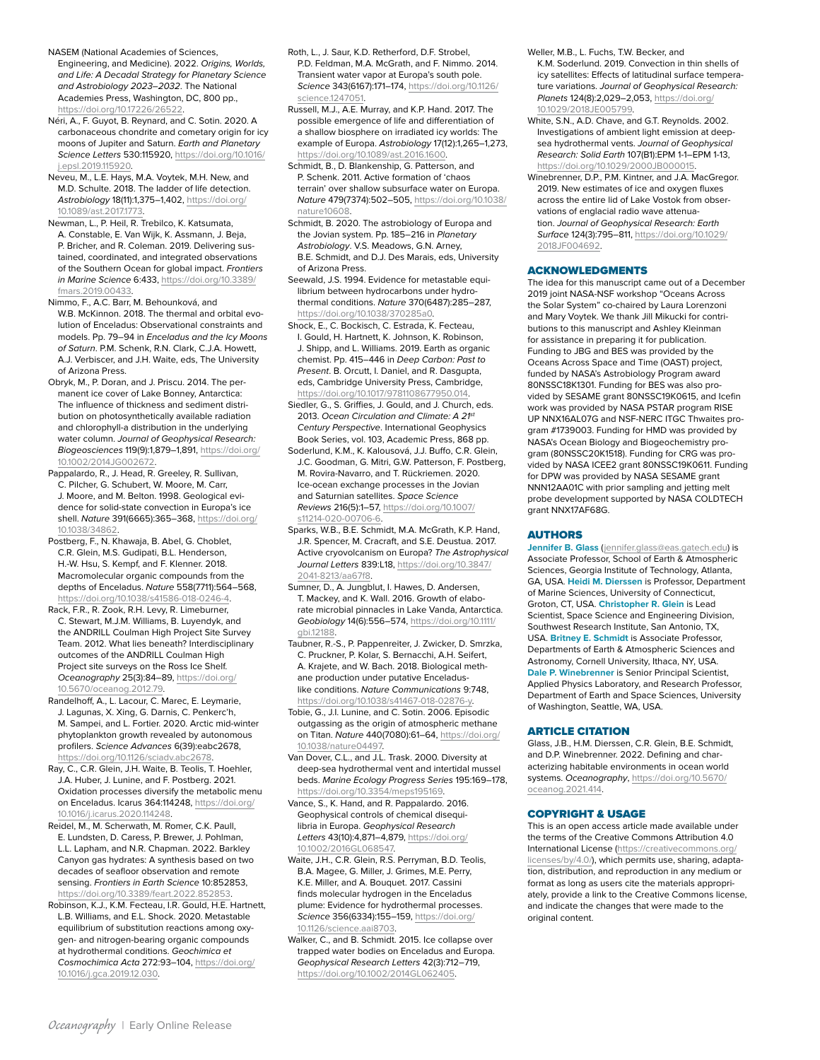NASEM (National Academies of Sciences, Engineering, and Medicine). 2022. *Origins, Worlds, and Life: A Decadal Strategy for Planetary Science and Astrobiology 2023–2032*. The National Academies Press, Washington, DC, 800 pp., https://doi.org/10.17226/26522.

Néri, A., F. Guyot, B. Reynard, and C. Sotin. 2020. A carbonaceous chondrite and cometary origin for icy moons of Jupiter and Saturn. *Earth and Planetary Science Letters* 530:115920, https://doi.org/10.1016/j.epsl.2019.115920.

Neveu, M., L.E. Hays, M.A. Voytek, M.H. New, and M.D. Schulte. 2018. The ladder of life detection. *Astrobiology* 18(11):1,375–1,402, https://doi.org/10.1089/ast.2017.1773.

Newman, L., P. Heil, R. Trebilco, K. Katsumata, A. Constable, E. Van Wijk, K. Assmann, J. Beja, P. Bricher, and R. Coleman. 2019. Delivering sustained, coordinated, and integrated observations of the Southern Ocean for global impact. *Frontiers in Marine Science* 6:433, https://doi.org/10.3389/fmars.2019.00433.

Nimmo, F., A.C. Barr, M. Behounková, and W.B. McKinnon. 2018. The thermal and orbital evolution of Enceladus: Observational constraints and models. Pp. 79–94 in *Enceladus and the Icy Moons of Saturn*. P.M. Schenk, R.N. Clark, C.J.A. Howett, A.J. Verbiscer, and J.H. Waite, eds, The University of Arizona Press.

Obryk, M., P. Doran, and J. Priscu. 2014. The permanent ice cover of Lake Bonney, Antarctica: The influence of thickness and sediment distribution on photosynthetically available radiation and chlorophyll-a distribution in the underlying water column. *Journal of Geophysical Research: Biogeosciences* 119(9):1,879–1,891, https://doi.org/10.1002/2014JG002672.

Pappalardo, R., J. Head, R. Greeley, R. Sullivan, C. Pilcher, G. Schubert, W. Moore, M. Carr, J. Moore, and M. Belton. 1998. Geological evidence for solid-state convection in Europa's ice shell. *Nature* 391(6665):365–368, https://doi.org/10.1038/34862.

Postberg, F., N. Khawaja, B. Abel, G. Choblet, C.R. Glein, M.S. Gudipati, B.L. Henderson, H.-W. Hsu, S. Kempf, and F. Klenner. 2018. Macromolecular organic compounds from the depths of Enceladus. *Nature* 558(7711):564–568, https://doi.org/10.1038/s41586-018-0246-4.

Rack, F.R., R. Zook, R.H. Levy, R. Limeburner, C. Stewart, M.J.M. Williams, B. Luyendyk, and the ANDRILL Coulman High Project Site Survey Team. 2012. What lies beneath? Interdisciplinary outcomes of the ANDRILL Coulman High Project site surveys on the Ross Ice Shelf. *Oceanography* 25(3):84–89, https://doi.org/10.5670/oceanog.2012.79.

Randelhoff, A., L. Lacour, C. Marec, E. Leymarie, J. Lagunas, X. Xing, G. Darnis, C. Penkerc'h, M. Sampei, and L. Fortier. 2020. Arctic mid-winter phytoplankton growth revealed by autonomous profilers. *Science Advances* 6(39):eabc2678, https://doi.org/10.1126/sciadv.abc2678.

Ray, C., C.R. Glein, J.H. Waite, B. Teolis, T. Hoehler, J.A. Huber, J. Lunine, and F. Postberg. 2021. Oxidation processes diversify the metabolic menu on Enceladus. Icarus 364:114248, https://doi.org/10.1016/j.icarus.2020.114248.

Reidel, M., M. Scherwath, M. Romer, C.K. Paull, E. Lundsten, D. Caress, P. Brewer, J. Pohlman, L.L. Lapham, and N.R. Chapman. 2022. Barkley Canyon gas hydrates: A synthesis based on two decades of seafloor observation and remote sensing. *Frontiers in Earth Science* 10:852853, https://doi.org/10.3389/feart.2022.852853.

Robinson, K.J., K.M. Fecteau, I.R. Gould, K.E. Hartnett, L.B. Williams, and E.L. Shock. 2020. Metastable equilibrium of substitution reactions among oxygen- and nitrogen-bearing organic compounds at hydrothermal conditions. *Geochimica et Cosmochimica Acta* 272:93–104, https://doi.org/10.1016/j.gca.2019.12.030.

Roth, L., J. Saur, K.D. Retherford, D.F. Strobel, P.D. Feldman, M.A. McGrath, and F. Nimmo. 2014. Transient water vapor at Europa's south pole. *Science* 343(6167):171–174, https://doi.org/10.1126/science.1247051.

Russell, M.J., A.E. Murray, and K.P. Hand. 2017. The possible emergence of life and differentiation of a shallow biosphere on irradiated icy worlds: The example of Europa. *Astrobiology* 17(12):1,265–1,273, https://doi.org/10.1089/ast.2016.1600.

Schmidt, B., D. Blankenship, G. Patterson, and P. Schenk. 2011. Active formation of 'chaos terrain' over shallow subsurface water on Europa. *Nature* 479(7374):502–505, https://doi.org/10.1038/nature10608.

Schmidt, B. 2020. The astrobiology of Europa and the Jovian system. Pp. 185–216 in *Planetary Astrobiology*. V.S. Meadows, G.N. Arney, B.E. Schmidt, and D.J. Des Marais, eds, University of Arizona Press.

Seewald, J.S. 1994. Evidence for metastable equilibrium between hydrocarbons under hydrothermal conditions. *Nature* 370(6487):285–287, https://doi.org/10.1038/370285a0.

Shock, E., C. Bockisch, C. Estrada, K. Fecteau, I. Gould, H. Hartnett, K. Johnson, K. Robinson, J. Shipp, and L. Williams. 2019. Earth as organic chemist. Pp. 415–446 in *Deep Carbon: Past to Present*. B. Orcutt, I. Daniel, and R. Dasgupta, eds, Cambridge University Press, Cambridge, https://doi.org/10.1017/9781108677950.014.

Siedler, G., S. Griffies, J. Gould, and J. Church, eds. 2013. *Ocean Circulation and Climate: A 21st Century Perspective*. International Geophysics Book Series, vol. 103, Academic Press, 868 pp.

Soderlund, K.M., K. Kalousová, J.J. Buffo, C.R. Glein, J.C. Goodman, G. Mitri, G.W. Patterson, F. Postberg, M. Rovira-Navarro, and T. Rückriemen. 2020. Ice-ocean exchange processes in the Jovian and Saturnian satellites. *Space Science Reviews* 216(5):1–57, https://doi.org/10.1007/s11214-020-00706-6.

Sparks, W.B., B.E. Schmidt, M.A. McGrath, K.P. Hand, J.R. Spencer, M. Cracraft, and S.E. Deustua. 2017. Active cryovolcanism on Europa? *The Astrophysical Journal Letters* 839:L18, https://doi.org/10.3847/2041-8213/aa67f8.

Sumner, D., A. Jungblut, I. Hawes, D. Andersen, T. Mackey, and K. Wall. 2016. Growth of elaborate microbial pinnacles in Lake Vanda, Antarctica. *Geobiology* 14(6):556–574, https://doi.org/10.1111/gbi.12188.

Taubner, R.-S., P. Pappenreiter, J. Zwicker, D. Smrzka, C. Pruckner, P. Kolar, S. Bernacchi, A.H. Seifert, A. Krajete, and W. Bach. 2018. Biological methane production under putative Enceladus-like conditions. *Nature Communications* 9:748, https://doi.org/10.1038/s41467-018-02876-y.

Tobie, G., J.I. Lunine, and C. Sotin. 2006. Episodic outgassing as the origin of atmospheric methane on Titan. *Nature* 440(7080):61–64, https://doi.org/10.1038/nature04497.

Van Dover, C.L., and J.L. Trask. 2000. Diversity at deep-sea hydrothermal vent and intertidal mussel beds. *Marine Ecology Progress Series* 195:169–178, https://doi.org/10.3354/meps195169.

Vance, S., K. Hand, and R. Pappalardo. 2016. Geophysical controls of chemical disequilibria in Europa. *Geophysical Research Letters* 43(10):4,871–4,879, https://doi.org/10.1002/2016GL068547.

Waite, J.H., C.R. Glein, R.S. Perryman, B.D. Teolis, B.A. Magee, G. Miller, J. Grimes, M.E. Perry, K.E. Miller, and A. Bouquet. 2017. Cassini finds molecular hydrogen in the Enceladus plume: Evidence for hydrothermal processes. *Science* 356(6334):155–159, https://doi.org/10.1126/science.aai8703.

Walker, C., and B. Schmidt. 2015. Ice collapse over trapped water bodies on Enceladus and Europa. *Geophysical Research Letters* 42(3):712–719, https://doi.org/10.1002/2014GL062405.

Weller, M.B., L. Fuchs, T.W. Becker, and K.M. Soderlund. 2019. Convection in thin shells of icy satellites: Effects of latitudinal surface temperature variations. *Journal of Geophysical Research: Planets* 124(8):2,029–2,053, https://doi.org/10.1029/2018JE005799.

White, S.N., A.D. Chave, and G.T. Reynolds. 2002. Investigations of ambient light emission at deep-sea hydrothermal vents. *Journal of Geophysical Research: Solid Earth* 107(B1):EPM 1-1–EPM 1-13, https://doi.org/10.1029/2000JB000015.

Winebrenner, D.P., P.M. Kintner, and J.A. MacGregor. 2019. New estimates of ice and oxygen fluxes across the entire lid of Lake Vostok from observations of englacial radio wave attenuation. *Journal of Geophysical Research: Earth Surface* 124(3):795–811, https://doi.org/10.1029/2018JF004692.

## ACKNOWLEDGMENTS

The idea for this manuscript came out of a December 2019 joint NASA-NSF workshop "Oceans Across the Solar System" co-chaired by Laura Lorenzoni and Mary Voytek. We thank Jill Mikucki for contributions to this manuscript and Ashley Kleinman for assistance in preparing it for publication. Funding to JBG and BES was provided by the Oceans Across Space and Time (OAST) project, funded by NASA's Astrobiology Program award 80NSSC18K1301. Funding for BES was also provided by SESAME grant 80NSSC19K0615, and Icefin work was provided by NASA PSTAR program RISE UP NNX16AL07G and NSF-NERC ITGC Thwaites program #1739003. Funding for HMD was provided by NASA's Ocean Biology and Biogeochemistry program (80NSSC20K1518). Funding for CRG was provided by NASA ICEE2 grant 80NSSC19K0611. Funding for DPW was provided by NASA SESAME grant NNN12AA01C with prior sampling and jetting melt probe development supported by NASA COLDTECH grant NNX17AF68G.

## AUTHORS

**Jennifer B. Glass** (jennifer.glass@eas.gatech.edu) is Associate Professor, School of Earth & Atmospheric Sciences, Georgia Institute of Technology, Atlanta, GA, USA. **Heidi M. Dierssen** is Professor, Department of Marine Sciences, University of Connecticut, Groton, CT, USA. **Christopher R. Glein** is Lead Scientist, Space Science and Engineering Division, Southwest Research Institute, San Antonio, TX, USA. **Britney E. Schmidt** is Associate Professor, Departments of Earth & Atmospheric Sciences and Astronomy, Cornell University, Ithaca, NY, USA. **Dale P. Winebrenner** is Senior Principal Scientist, Applied Physics Laboratory, and Research Professor, Department of Earth and Space Sciences, University of Washington, Seattle, WA, USA.

## ARTICLE CITATION

Glass, J.B., H.M. Dierssen, C.R. Glein, B.E. Schmidt, and D.P. Winebrenner. 2022. Defining and characterizing habitable environments in ocean world systems. *Oceanography*, https://doi.org/10.5670/oceanog.2021.414.

## COPYRIGHT & USAGE

This is an open access article made available under the terms of the Creative Commons Attribution 4.0 International License (https://creativecommons.org/licenses/by/4.0/), which permits use, sharing, adaptation, distribution, and reproduction in any medium or format as long as users cite the materials appropriately, provide a link to the Creative Commons license, and indicate the changes that were made to the original content.